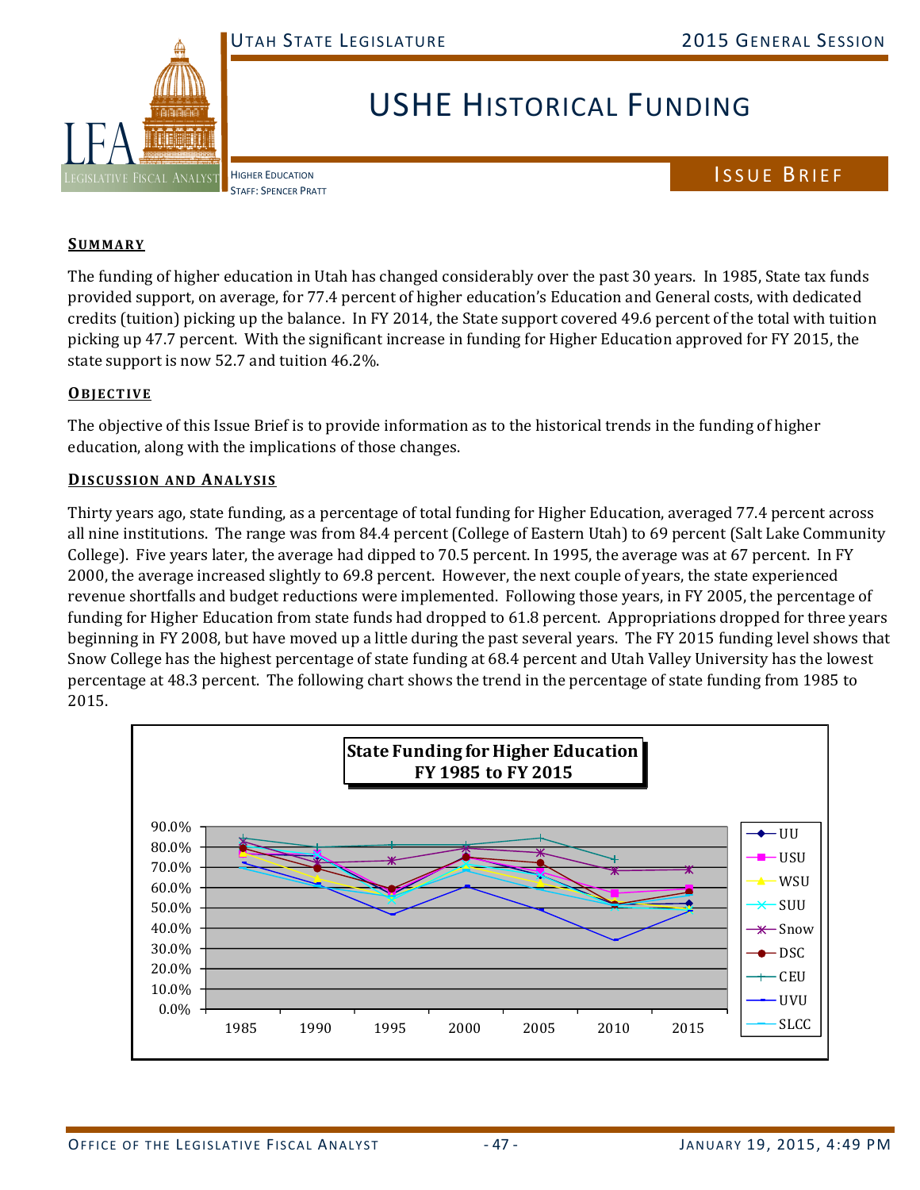UTAH STATE LEGISLATURE — 2015 GENERAL SESSION

# USHE HISTORICAL FUNDING

HIGHER EDUCATION
STAFF: SPENCER PRATT

ISSUE BRIEF

## SUMMARY

The funding of higher education in Utah has changed considerably over the past 30 years. In 1985, State tax funds provided support, on average, for 77.4 percent of higher education's Education and General costs, with dedicated credits (tuition) picking up the balance. In FY 2014, the State support covered 49.6 percent of the total with tuition picking up 47.7 percent. With the significant increase in funding for Higher Education approved for FY 2015, the state support is now 52.7 and tuition 46.2%.

## OBJECTIVE

The objective of this Issue Brief is to provide information as to the historical trends in the funding of higher education, along with the implications of those changes.

## DISCUSSION AND ANALYSIS

Thirty years ago, state funding, as a percentage of total funding for Higher Education, averaged 77.4 percent across all nine institutions. The range was from 84.4 percent (College of Eastern Utah) to 69 percent (Salt Lake Community College). Five years later, the average had dipped to 70.5 percent. In 1995, the average was at 67 percent. In FY 2000, the average increased slightly to 69.8 percent. However, the next couple of years, the state experienced revenue shortfalls and budget reductions were implemented. Following those years, in FY 2005, the percentage of funding for Higher Education from state funds had dropped to 61.8 percent. Appropriations dropped for three years beginning in FY 2008, but have moved up a little during the past several years. The FY 2015 funding level shows that Snow College has the highest percentage of state funding at 68.4 percent and Utah Valley University has the lowest percentage at 48.3 percent. The following chart shows the trend in the percentage of state funding from 1985 to 2015.

**State Funding for Higher Education FY 1985 to FY 2015**

(Chart: y-axis 0.0% to 90.0%; x-axis 1985, 1990, 1995, 2000, 2005, 2010, 2015; series: UU, USU, WSU, SUU, Snow, DSC, CEU, UVU, SLCC)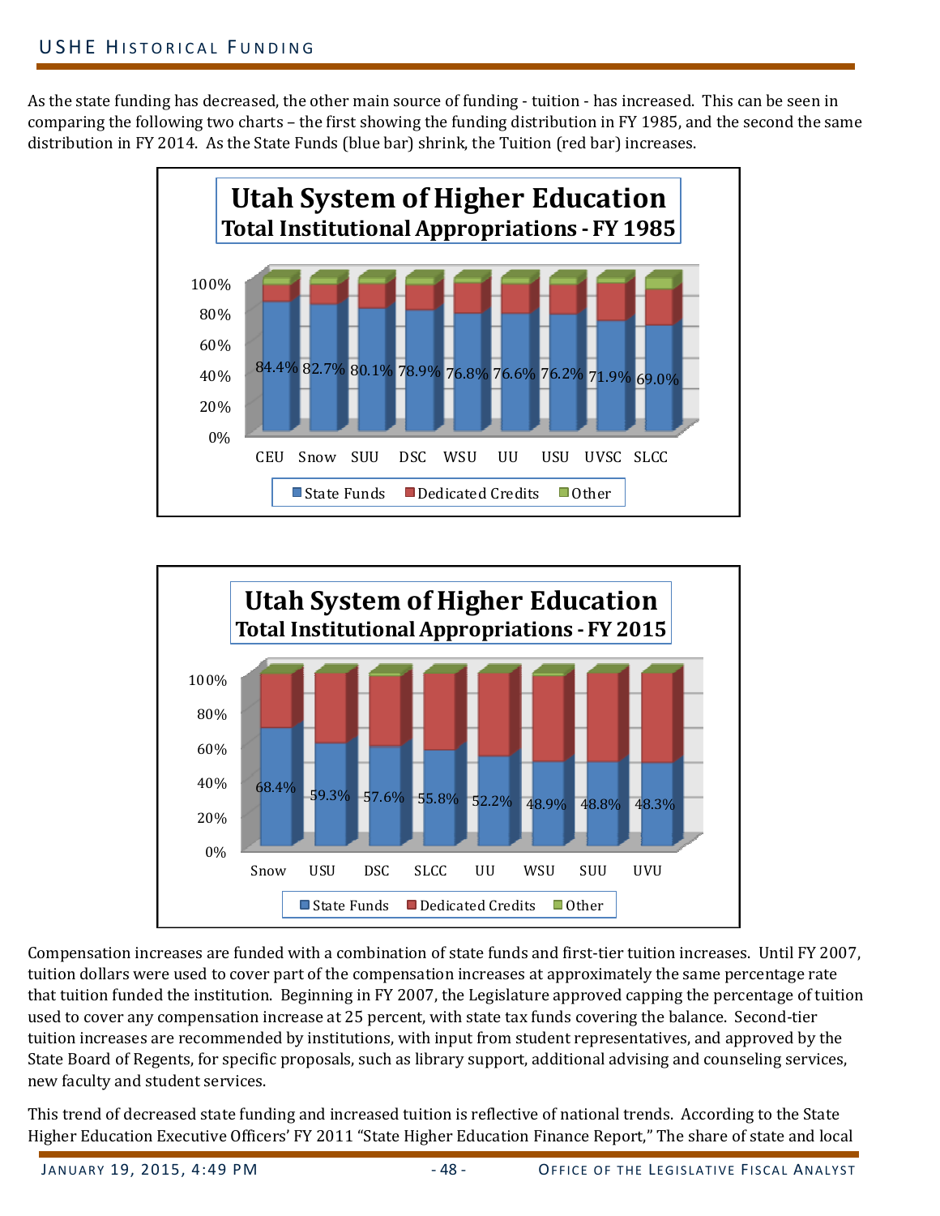As the state funding has decreased, the other main source of funding - tuition - has increased. This can be seen in comparing the following two charts – the first showing the funding distribution in FY 1985, and the second the same distribution in FY 2014. As the State Funds (blue bar) shrink, the Tuition (red bar) increases.

**Utah System of Higher Education**
**Total Institutional Appropriations - FY 1985**

| Institution | State Funds |
|---|---|
| CEU | 84.4% |
| Snow | 82.7% |
| SUU | 80.1% |
| DSC | 78.9% |
| WSU | 76.8% |
| UU | 76.6% |
| USU | 76.2% |
| UVSC | 71.9% |
| SLCC | 69.0% |

State Funds | Dedicated Credits | Other

**Utah System of Higher Education**
**Total Institutional Appropriations - FY 2015**

| Institution | State Funds |
|---|---|
| Snow | 68.4% |
| USU | 59.3% |
| DSC | 57.6% |
| SLCC | 55.8% |
| UU | 52.2% |
| WSU | 48.9% |
| SUU | 48.8% |
| UVU | 48.3% |

State Funds | Dedicated Credits | Other

Compensation increases are funded with a combination of state funds and first-tier tuition increases. Until FY 2007, tuition dollars were used to cover part of the compensation increases at approximately the same percentage rate that tuition funded the institution. Beginning in FY 2007, the Legislature approved capping the percentage of tuition used to cover any compensation increase at 25 percent, with state tax funds covering the balance. Second-tier tuition increases are recommended by institutions, with input from student representatives, and approved by the State Board of Regents, for specific proposals, such as library support, additional advising and counseling services, new faculty and student services.

This trend of decreased state funding and increased tuition is reflective of national trends. According to the State Higher Education Executive Officers' FY 2011 "State Higher Education Finance Report," The share of state and local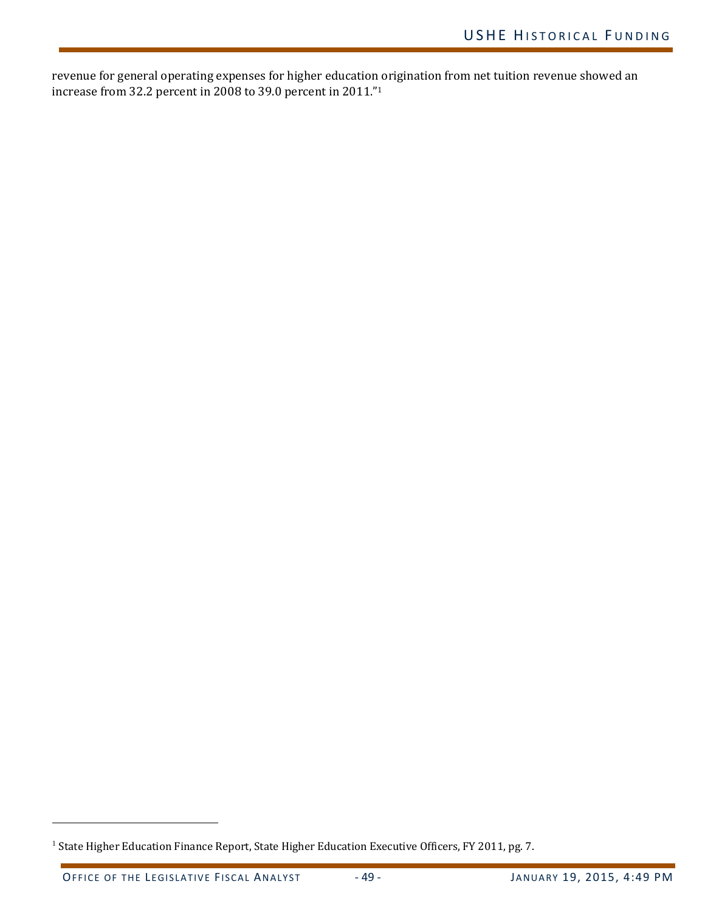revenue for general operating expenses for higher education origination from net tuition revenue showed an increase from 32.2 percent in 2008 to 39.0 percent in 2011."[1]

---

[1] State Higher Education Finance Report, State Higher Education Executive Officers, FY 2011, pg. 7.